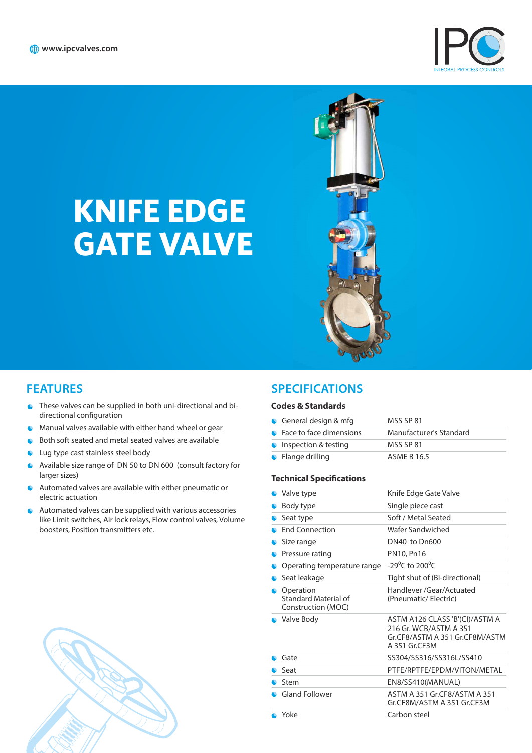www.ipcvalves.com

IPC
INTEGRAL PROCESS CONTROLS

# KNIFE EDGE GATE VALVE

## FEATURES

- These valves can be supplied in both uni-directional and bi-directional configuration
- Manual valves available with either hand wheel or gear
- Both soft seated and metal seated valves are available
- Lug type cast stainless steel body
- Available size range of DN 50 to DN 600 (consult factory for larger sizes)
- Automated valves are available with either pneumatic or electric actuation
- Automated valves can be supplied with various accessories like Limit switches, Air lock relays, Flow control valves, Volume boosters, Position transmitters etc.

## SPECIFICATIONS

### Codes & Standards

| | |
|---|---|
| General design & mfg | MSS SP 81 |
| Face to face dimensions | Manufacturer's Standard |
| Inspection & testing | MSS SP 81 |
| Flange drilling | ASME B 16.5 |

### Technical Specifications

| | |
|---|---|
| Valve type | Knife Edge Gate Valve |
| Body type | Single piece cast |
| Seat type | Soft / Metal Seated |
| End Connection | Wafer Sandwiched |
| Size range | DN40 to Dn600 |
| Pressure rating | PN10, Pn16 |
| Operating temperature range | -29$^{0}$C to 200$^{0}$C |
| Seat leakage | Tight shut of (Bi-directional) |
| Operation | Handlever /Gear/Actuated (Pneumatic/ Electric) |
| Standard Material of Construction (MOC) | |
| Valve Body | ASTM A126 CLASS 'B'(CI)/ASTM A 216 Gr. WCB/ASTM A 351 Gr.CF8/ASTM A 351 Gr.CF8M/ASTM A 351 Gr.CF3M |
| Gate | SS304/SS316/SS316L/SS410 |
| Seat | PTFE/RPTFE/EPDM/VITON/METAL |
| Stem | EN8/SS410(MANUAL) |
| Gland Follower | ASTM A 351 Gr.CF8/ASTM A 351 Gr.CF8M/ASTM A 351 Gr.CF3M |
| Yoke | Carbon steel |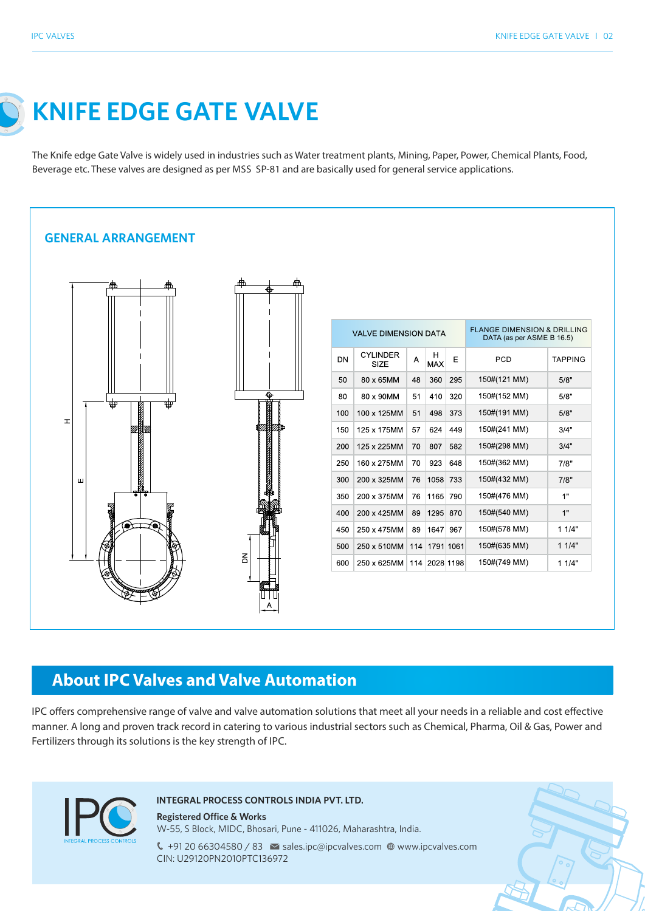# KNIFE EDGE GATE VALVE

The Knife edge Gate Valve is widely used in industries such as Water treatment plants, Mining, Paper, Power, Chemical Plants, Food, Beverage etc. These valves are designed as per MSS SP-81 and are basically used for general service applications.

## GENERAL ARRANGEMENT

H

E

DN

A

| VALVE DIMENSION DATA | | | | | FLANGE DIMENSION & DRILLING DATA (as per ASME B 16.5) | |
|---|---|---|---|---|---|---|
| DN | CYLINDER SIZE | A | H MAX | E | PCD | TAPPING |
| 50 | 80 x 65MM | 48 | 360 | 295 | 150#(121 MM) | 5/8" |
| 80 | 80 x 90MM | 51 | 410 | 320 | 150#(152 MM) | 5/8" |
| 100 | 100 x 125MM | 51 | 498 | 373 | 150#(191 MM) | 5/8" |
| 150 | 125 x 175MM | 57 | 624 | 449 | 150#(241 MM) | 3/4" |
| 200 | 125 x 225MM | 70 | 807 | 582 | 150#(298 MM) | 3/4" |
| 250 | 160 x 275MM | 70 | 923 | 648 | 150#(362 MM) | 7/8" |
| 300 | 200 x 325MM | 76 | 1058 | 733 | 150#(432 MM) | 7/8" |
| 350 | 200 x 375MM | 76 | 1165 | 790 | 150#(476 MM) | 1" |
| 400 | 200 x 425MM | 89 | 1295 | 870 | 150#(540 MM) | 1" |
| 450 | 250 x 475MM | 89 | 1647 | 967 | 150#(578 MM) | 1 1/4" |
| 500 | 250 x 510MM | 114 | 1791 | 1061 | 150#(635 MM) | 1 1/4" |
| 600 | 250 x 625MM | 114 | 2028 | 1198 | 150#(749 MM) | 1 1/4" |

## About IPC Valves and Valve Automation

IPC offers comprehensive range of valve and valve automation solutions that meet all your needs in a reliable and cost effective manner. A long and proven track record in catering to various industrial sectors such as Chemical, Pharma, Oil & Gas, Power and Fertilizers through its solutions is the key strength of IPC.

IPC
INTEGRAL PROCESS CONTROLS

**INTEGRAL PROCESS CONTROLS INDIA PVT. LTD.**

**Registered Office & Works**
W-55, S Block, MIDC, Bhosari, Pune - 411026, Maharashtra, India.

+91 20 66304580 / 83 sales.ipc@ipcvalves.com www.ipcvalves.com
CIN: U29120PN2010PTC136972